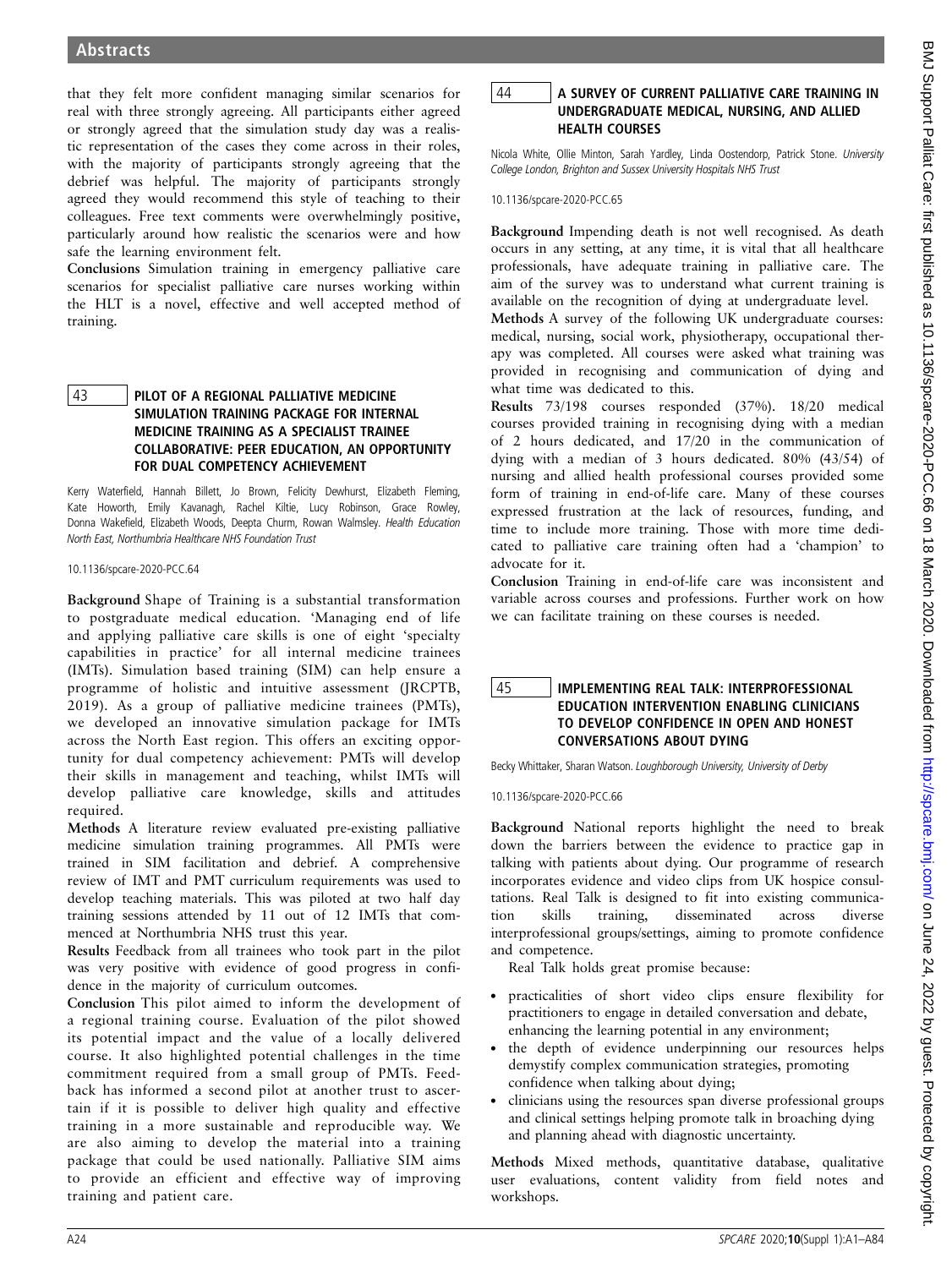that they felt more confident managing similar scenarios for real with three strongly agreeing. All participants either agreed or strongly agreed that the simulation study day was a realistic representation of the cases they come across in their roles, with the majority of participants strongly agreeing that the debrief was helpful. The majority of participants strongly agreed they would recommend this style of teaching to their colleagues. Free text comments were overwhelmingly positive, particularly around how realistic the scenarios were and how safe the learning environment felt.

**Conclusions** Simulation training in emergency palliative care scenarios for specialist palliative care nurses working within the HLT is a novel, effective and well accepted method of training.

## 43 PILOT OF A REGIONAL PALLIATIVE MEDICINE SIMULATION TRAINING PACKAGE FOR INTERNAL MEDICINE TRAINING AS A SPECIALIST TRAINEE COLLABORATIVE: PEER EDUCATION, AN OPPORTUNITY FOR DUAL COMPETENCY ACHIEVEMENT

Kerry Waterfield, Hannah Billett, Jo Brown, Felicity Dewhurst, Elizabeth Fleming, Kate Howorth, Emily Kavanagh, Rachel Kiltie, Lucy Robinson, Grace Rowley, Donna Wakefield, Elizabeth Woods, Deepta Churm, Rowan Walmsley. *Health Education North East, Northumbria Healthcare NHS Foundation Trust*

10.1136/spcare-2020-PCC.64

**Background** Shape of Training is a substantial transformation to postgraduate medical education. 'Managing end of life and applying palliative care skills is one of eight 'specialty capabilities in practice' for all internal medicine trainees (IMTs). Simulation based training (SIM) can help ensure a programme of holistic and intuitive assessment (JRCPTB, 2019). As a group of palliative medicine trainees (PMTs), we developed an innovative simulation package for IMTs across the North East region. This offers an exciting opportunity for dual competency achievement: PMTs will develop their skills in management and teaching, whilst IMTs will develop palliative care knowledge, skills and attitudes required.

**Methods** A literature review evaluated pre-existing palliative medicine simulation training programmes. All PMTs were trained in SIM facilitation and debrief. A comprehensive review of IMT and PMT curriculum requirements was used to develop teaching materials. This was piloted at two half day training sessions attended by 11 out of 12 IMTs that commenced at Northumbria NHS trust this year.

**Results** Feedback from all trainees who took part in the pilot was very positive with evidence of good progress in confidence in the majority of curriculum outcomes.

**Conclusion** This pilot aimed to inform the development of a regional training course. Evaluation of the pilot showed its potential impact and the value of a locally delivered course. It also highlighted potential challenges in the time commitment required from a small group of PMTs. Feedback has informed a second pilot at another trust to ascertain if it is possible to deliver high quality and effective training in a more sustainable and reproducible way. We are also aiming to develop the material into a training package that could be used nationally. Palliative SIM aims to provide an efficient and effective way of improving training and patient care.

## 44 A SURVEY OF CURRENT PALLIATIVE CARE TRAINING IN UNDERGRADUATE MEDICAL, NURSING, AND ALLIED HEALTH COURSES

Nicola White, Ollie Minton, Sarah Yardley, Linda Oostendorp, Patrick Stone. *University College London, Brighton and Sussex University Hospitals NHS Trust*

10.1136/spcare-2020-PCC.65

**Background** Impending death is not well recognised. As death occurs in any setting, at any time, it is vital that all healthcare professionals, have adequate training in palliative care. The aim of the survey was to understand what current training is available on the recognition of dying at undergraduate level.

**Methods** A survey of the following UK undergraduate courses: medical, nursing, social work, physiotherapy, occupational therapy was completed. All courses were asked what training was provided in recognising and communication of dying and what time was dedicated to this.

**Results** 73/198 courses responded (37%). 18/20 medical courses provided training in recognising dying with a median of 2 hours dedicated, and 17/20 in the communication of dying with a median of 3 hours dedicated. 80% (43/54) of nursing and allied health professional courses provided some form of training in end-of-life care. Many of these courses expressed frustration at the lack of resources, funding, and time to include more training. Those with more time dedicated to palliative care training often had a 'champion' to advocate for it.

**Conclusion** Training in end-of-life care was inconsistent and variable across courses and professions. Further work on how we can facilitate training on these courses is needed.

## 45 IMPLEMENTING REAL TALK: INTERPROFESSIONAL EDUCATION INTERVENTION ENABLING CLINICIANS TO DEVELOP CONFIDENCE IN OPEN AND HONEST CONVERSATIONS ABOUT DYING

Becky Whittaker, Sharan Watson. *Loughborough University, University of Derby*

10.1136/spcare-2020-PCC.66

**Background** National reports highlight the need to break down the barriers between the evidence to practice gap in talking with patients about dying. Our programme of research incorporates evidence and video clips from UK hospice consultations. Real Talk is designed to fit into existing communication skills training, disseminated across diverse interprofessional groups/settings, aiming to promote confidence and competence.

Real Talk holds great promise because:

- practicalities of short video clips ensure flexibility for practitioners to engage in detailed conversation and debate, enhancing the learning potential in any environment;
- the depth of evidence underpinning our resources helps demystify complex communication strategies, promoting confidence when talking about dying;
- clinicians using the resources span diverse professional groups and clinical settings helping promote talk in broaching dying and planning ahead with diagnostic uncertainty.

**Methods** Mixed methods, quantitative database, qualitative user evaluations, content validity from field notes and workshops.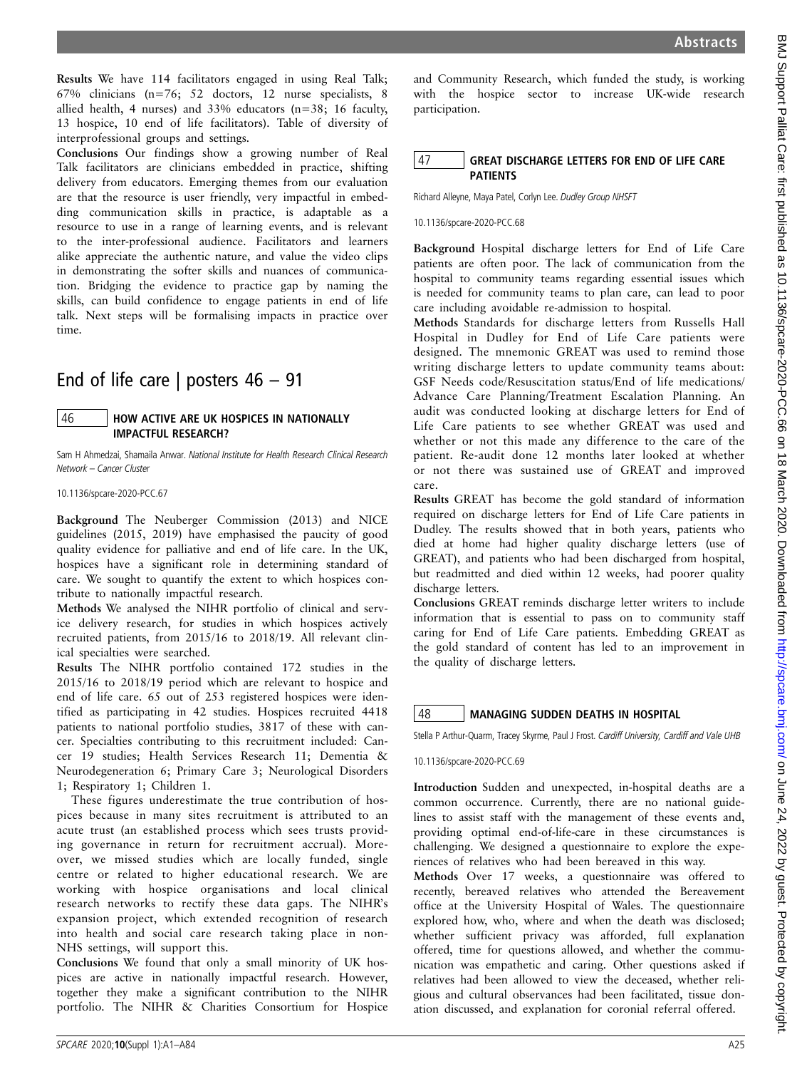**Results** We have 114 facilitators engaged in using Real Talk; 67% clinicians (n=76; 52 doctors, 12 nurse specialists, 8 allied health, 4 nurses) and 33% educators (n=38; 16 faculty, 13 hospice, 10 end of life facilitators). Table of diversity of interprofessional groups and settings.

**Conclusions** Our findings show a growing number of Real Talk facilitators are clinicians embedded in practice, shifting delivery from educators. Emerging themes from our evaluation are that the resource is user friendly, very impactful in embedding communication skills in practice, is adaptable as a resource to use in a range of learning events, and is relevant to the inter-professional audience. Facilitators and learners alike appreciate the authentic nature, and value the video clips in demonstrating the softer skills and nuances of communication. Bridging the evidence to practice gap by naming the skills, can build confidence to engage patients in end of life talk. Next steps will be formalising impacts in practice over time.

# End of life care | posters 46 – 91

## 46 HOW ACTIVE ARE UK HOSPICES IN NATIONALLY IMPACTFUL RESEARCH?

Sam H Ahmedzai, Shamaila Anwar. *National Institute for Health Research Clinical Research Network – Cancer Cluster*

10.1136/spcare-2020-PCC.67

**Background** The Neuberger Commission (2013) and NICE guidelines (2015, 2019) have emphasised the paucity of good quality evidence for palliative and end of life care. In the UK, hospices have a significant role in determining standard of care. We sought to quantify the extent to which hospices contribute to nationally impactful research.

**Methods** We analysed the NIHR portfolio of clinical and service delivery research, for studies in which hospices actively recruited patients, from 2015/16 to 2018/19. All relevant clinical specialties were searched.

**Results** The NIHR portfolio contained 172 studies in the 2015/16 to 2018/19 period which are relevant to hospice and end of life care. 65 out of 253 registered hospices were identified as participating in 42 studies. Hospices recruited 4418 patients to national portfolio studies, 3817 of these with cancer. Specialties contributing to this recruitment included: Cancer 19 studies; Health Services Research 11; Dementia & Neurodegeneration 6; Primary Care 3; Neurological Disorders 1; Respiratory 1; Children 1.

These figures underestimate the true contribution of hospices because in many sites recruitment is attributed to an acute trust (an established process which sees trusts providing governance in return for recruitment accrual). Moreover, we missed studies which are locally funded, single centre or related to higher educational research. We are working with hospice organisations and local clinical research networks to rectify these data gaps. The NIHR's expansion project, which extended recognition of research into health and social care research taking place in non-NHS settings, will support this.

**Conclusions** We found that only a small minority of UK hospices are active in nationally impactful research. However, together they make a significant contribution to the NIHR portfolio. The NIHR & Charities Consortium for Hospice and Community Research, which funded the study, is working with the hospice sector to increase UK-wide research participation.

## 47 GREAT DISCHARGE LETTERS FOR END OF LIFE CARE PATIENTS

Richard Alleyne, Maya Patel, Corlyn Lee. *Dudley Group NHSFT*

10.1136/spcare-2020-PCC.68

**Background** Hospital discharge letters for End of Life Care patients are often poor. The lack of communication from the hospital to community teams regarding essential issues which is needed for community teams to plan care, can lead to poor care including avoidable re-admission to hospital.

**Methods** Standards for discharge letters from Russells Hall Hospital in Dudley for End of Life Care patients were designed. The mnemonic GREAT was used to remind those writing discharge letters to update community teams about: GSF Needs code/Resuscitation status/End of life medications/ Advance Care Planning/Treatment Escalation Planning. An audit was conducted looking at discharge letters for End of Life Care patients to see whether GREAT was used and whether or not this made any difference to the care of the patient. Re-audit done 12 months later looked at whether or not there was sustained use of GREAT and improved care.

**Results** GREAT has become the gold standard of information required on discharge letters for End of Life Care patients in Dudley. The results showed that in both years, patients who died at home had higher quality discharge letters (use of GREAT), and patients who had been discharged from hospital, but readmitted and died within 12 weeks, had poorer quality discharge letters.

**Conclusions** GREAT reminds discharge letter writers to include information that is essential to pass on to community staff caring for End of Life Care patients. Embedding GREAT as the gold standard of content has led to an improvement in the quality of discharge letters.

## 48 MANAGING SUDDEN DEATHS IN HOSPITAL

Stella P Arthur-Quarm, Tracey Skyrme, Paul J Frost. *Cardiff University, Cardiff and Vale UHB*

10.1136/spcare-2020-PCC.69

**Introduction** Sudden and unexpected, in-hospital deaths are a common occurrence. Currently, there are no national guidelines to assist staff with the management of these events and, providing optimal end-of-life-care in these circumstances is challenging. We designed a questionnaire to explore the experiences of relatives who had been bereaved in this way.

**Methods** Over 17 weeks, a questionnaire was offered to recently, bereaved relatives who attended the Bereavement office at the University Hospital of Wales. The questionnaire explored how, who, where and when the death was disclosed; whether sufficient privacy was afforded, full explanation offered, time for questions allowed, and whether the communication was empathetic and caring. Other questions asked if relatives had been allowed to view the deceased, whether religious and cultural observances had been facilitated, tissue donation discussed, and explanation for coronial referral offered.